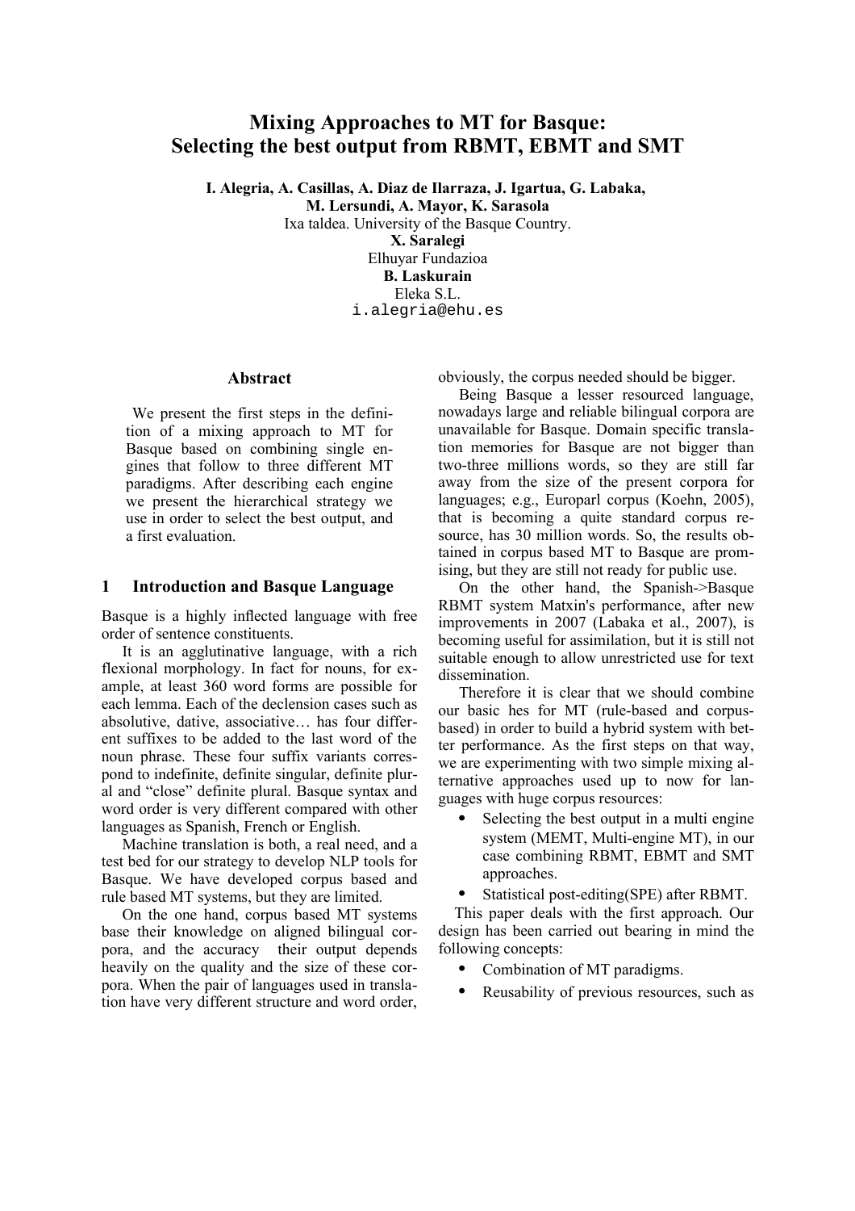# Mixing Approaches to MT for Basque: Selecting the best output from RBMT, EBMT and SMT

**I. Alegria, A. Casillas, A. Diaz de Ilarraza, J. Igartua, G. Labaka, M. Lersundi, A. Mayor, K. Sarasola**
Ixa taldea. University of the Basque Country.
**X. Saralegi**
Elhuyar Fundazioa
**B. Laskurain**
Eleka S.L.
i.alegria@ehu.es

## Abstract

We present the first steps in the definition of a mixing approach to MT for Basque based on combining single engines that follow to three different MT paradigms. After describing each engine we present the hierarchical strategy we use in order to select the best output, and a first evaluation.

## 1 Introduction and Basque Language

Basque is a highly inflected language with free order of sentence constituents.

It is an agglutinative language, with a rich flexional morphology. In fact for nouns, for example, at least 360 word forms are possible for each lemma. Each of the declension cases such as absolutive, dative, associative… has four different suffixes to be added to the last word of the noun phrase. These four suffix variants correspond to indefinite, definite singular, definite plural and "close" definite plural. Basque syntax and word order is very different compared with other languages as Spanish, French or English.

Machine translation is both, a real need, and a test bed for our strategy to develop NLP tools for Basque. We have developed corpus based and rule based MT systems, but they are limited.

On the one hand, corpus based MT systems base their knowledge on aligned bilingual corpora, and the accuracy their output depends heavily on the quality and the size of these corpora. When the pair of languages used in translation have very different structure and word order, obviously, the corpus needed should be bigger.

Being Basque a lesser resourced language, nowadays large and reliable bilingual corpora are unavailable for Basque. Domain specific translation memories for Basque are not bigger than two-three millions words, so they are still far away from the size of the present corpora for languages; e.g., Europarl corpus (Koehn, 2005), that is becoming a quite standard corpus resource, has 30 million words. So, the results obtained in corpus based MT to Basque are promising, but they are still not ready for public use.

On the other hand, the Spanish->Basque RBMT system Matxin's performance, after new improvements in 2007 (Labaka et al., 2007), is becoming useful for assimilation, but it is still not suitable enough to allow unrestricted use for text dissemination.

Therefore it is clear that we should combine our basic hes for MT (rule-based and corpus-based) in order to build a hybrid system with better performance. As the first steps on that way, we are experimenting with two simple mixing alternative approaches used up to now for languages with huge corpus resources:

- Selecting the best output in a multi engine system (MEMT, Multi-engine MT), in our case combining RBMT, EBMT and SMT approaches.
- Statistical post-editing(SPE) after RBMT.

This paper deals with the first approach. Our design has been carried out bearing in mind the following concepts:

- Combination of MT paradigms.
- Reusability of previous resources, such as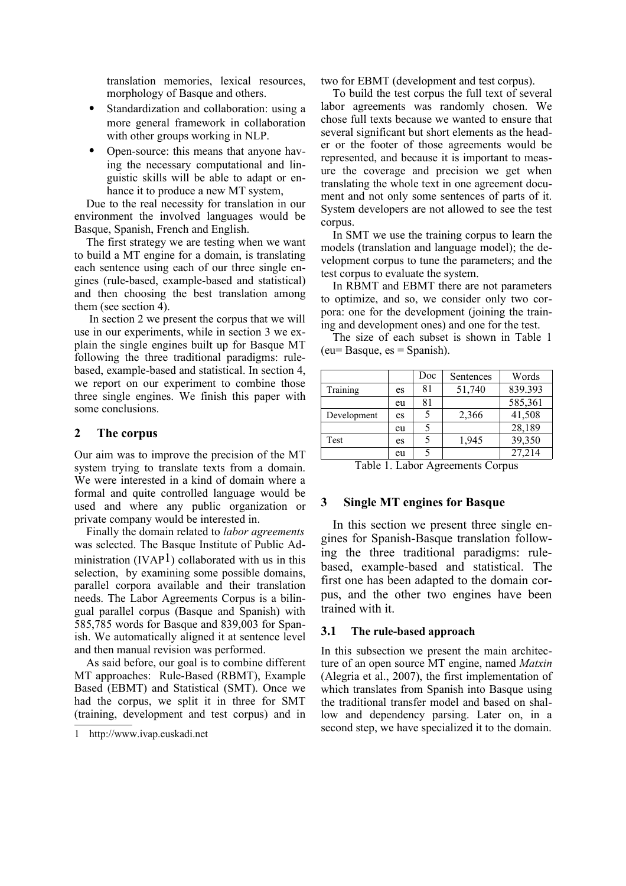translation memories, lexical resources, morphology of Basque and others.

- Standardization and collaboration: using a more general framework in collaboration with other groups working in NLP.
- Open-source: this means that anyone having the necessary computational and linguistic skills will be able to adapt or enhance it to produce a new MT system,

Due to the real necessity for translation in our environment the involved languages would be Basque, Spanish, French and English.

The first strategy we are testing when we want to build a MT engine for a domain, is translating each sentence using each of our three single engines (rule-based, example-based and statistical) and then choosing the best translation among them (see section 4).

In section 2 we present the corpus that we will use in our experiments, while in section 3 we explain the single engines built up for Basque MT following the three traditional paradigms: rule-based, example-based and statistical. In section 4, we report on our experiment to combine those three single engines. We finish this paper with some conclusions.

## 2 The corpus

Our aim was to improve the precision of the MT system trying to translate texts from a domain. We were interested in a kind of domain where a formal and quite controlled language would be used and where any public organization or private company would be interested in.

Finally the domain related to *labor agreements* was selected. The Basque Institute of Public Administration (IVAP[1]) collaborated with us in this selection, by examining some possible domains, parallel corpora available and their translation needs. The Labor Agreements Corpus is a bilingual parallel corpus (Basque and Spanish) with 585,785 words for Basque and 839,003 for Spanish. We automatically aligned it at sentence level and then manual revision was performed.

As said before, our goal is to combine different MT approaches: Rule-Based (RBMT), Example Based (EBMT) and Statistical (SMT). Once we had the corpus, we split it in three for SMT (training, development and test corpus) and in two for EBMT (development and test corpus).

To build the test corpus the full text of several labor agreements was randomly chosen. We chose full texts because we wanted to ensure that several significant but short elements as the header or the footer of those agreements would be represented, and because it is important to measure the coverage and precision we get when translating the whole text in one agreement document and not only some sentences of parts of it. System developers are not allowed to see the test corpus.

In SMT we use the training corpus to learn the models (translation and language model); the development corpus to tune the parameters; and the test corpus to evaluate the system.

In RBMT and EBMT there are not parameters to optimize, and so, we consider only two corpora: one for the development (joining the training and development ones) and one for the test.

The size of each subset is shown in Table 1 (eu= Basque, es = Spanish).

| | | Doc | Sentences | Words |
|---|---|---|---|---|
| Training | es | 81 | 51,740 | 839.393 |
| | eu | 81 | | 585,361 |
| Development | es | 5 | 2,366 | 41,508 |
| | eu | 5 | | 28,189 |
| Test | es | 5 | 1,945 | 39,350 |
| | eu | 5 | | 27,214 |

Table 1. Labor Agreements Corpus

## 3 Single MT engines for Basque

In this section we present three single engines for Spanish-Basque translation following the three traditional paradigms: rule-based, example-based and statistical. The first one has been adapted to the domain corpus, and the other two engines have been trained with it.

### 3.1 The rule-based approach

In this subsection we present the main architecture of an open source MT engine, named *Matxin* (Alegria et al., 2007), the first implementation of which translates from Spanish into Basque using the traditional transfer model and based on shallow and dependency parsing. Later on, in a second step, we have specialized it to the domain.

1 http://www.ivap.euskadi.net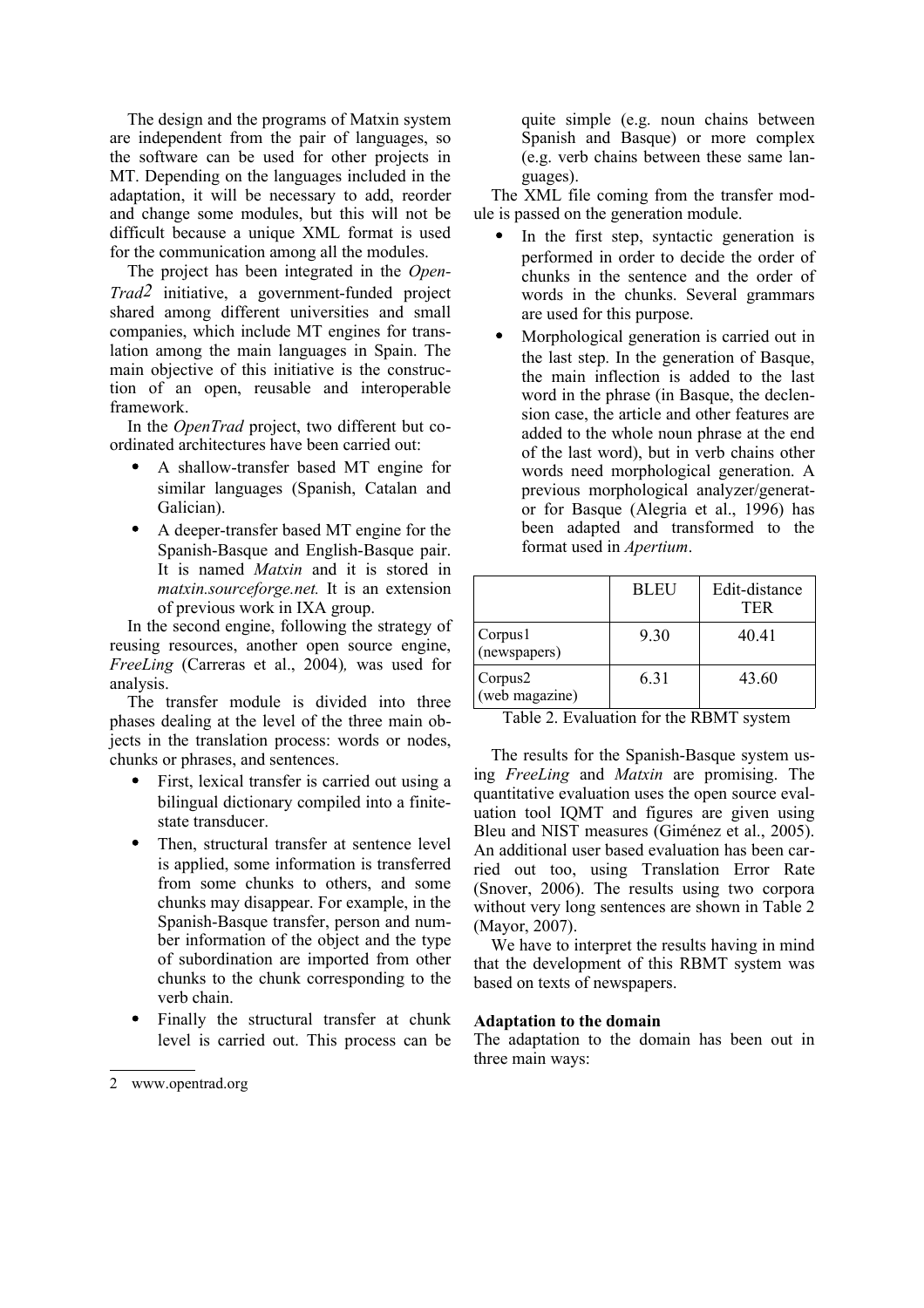The design and the programs of Matxin system are independent from the pair of languages, so the software can be used for other projects in MT. Depending on the languages included in the adaptation, it will be necessary to add, reorder and change some modules, but this will not be difficult because a unique XML format is used for the communication among all the modules.

The project has been integrated in the *OpenTrad*[2] initiative, a government-funded project shared among different universities and small companies, which include MT engines for translation among the main languages in Spain. The main objective of this initiative is the construction of an open, reusable and interoperable framework.

In the *OpenTrad* project, two different but coordinated architectures have been carried out:

- A shallow-transfer based MT engine for similar languages (Spanish, Catalan and Galician).
- A deeper-transfer based MT engine for the Spanish-Basque and English-Basque pair. It is named *Matxin* and it is stored in *matxin.sourceforge.net.* It is an extension of previous work in IXA group.

In the second engine, following the strategy of reusing resources, another open source engine, *FreeLing* (Carreras et al., 2004)*,* was used for analysis.

The transfer module is divided into three phases dealing at the level of the three main objects in the translation process: words or nodes, chunks or phrases, and sentences.

- First, lexical transfer is carried out using a bilingual dictionary compiled into a finite-state transducer.
- Then, structural transfer at sentence level is applied, some information is transferred from some chunks to others, and some chunks may disappear. For example, in the Spanish-Basque transfer, person and number information of the object and the type of subordination are imported from other chunks to the chunk corresponding to the verb chain.
- Finally the structural transfer at chunk level is carried out. This process can be quite simple (e.g. noun chains between Spanish and Basque) or more complex (e.g. verb chains between these same languages).

The XML file coming from the transfer module is passed on the generation module.

- In the first step, syntactic generation is performed in order to decide the order of chunks in the sentence and the order of words in the chunks. Several grammars are used for this purpose.
- Morphological generation is carried out in the last step. In the generation of Basque, the main inflection is added to the last word in the phrase (in Basque, the declension case, the article and other features are added to the whole noun phrase at the end of the last word), but in verb chains other words need morphological generation. A previous morphological analyzer/generator for Basque (Alegria et al., 1996) has been adapted and transformed to the format used in *Apertium*.

| | BLEU | Edit-distance TER |
|---|---|---|
| Corpus1 (newspapers) | 9.30 | 40.41 |
| Corpus2 (web magazine) | 6.31 | 43.60 |

Table 2. Evaluation for the RBMT system

The results for the Spanish-Basque system using *FreeLing* and *Matxin* are promising. The quantitative evaluation uses the open source evaluation tool IQMT and figures are given using Bleu and NIST measures (Giménez et al., 2005). An additional user based evaluation has been carried out too, using Translation Error Rate (Snover, 2006). The results using two corpora without very long sentences are shown in Table 2 (Mayor, 2007).

We have to interpret the results having in mind that the development of this RBMT system was based on texts of newspapers.

**Adaptation to the domain**

The adaptation to the domain has been out in three main ways:

---

2 www.opentrad.org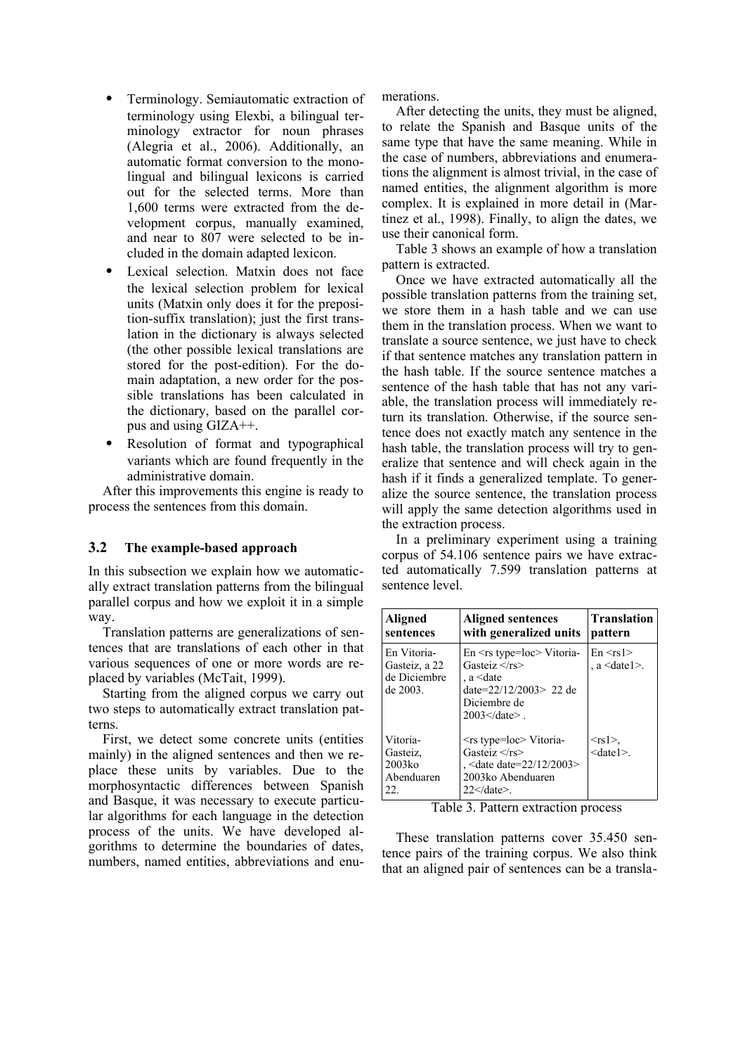- Terminology. Semiautomatic extraction of terminology using Elexbi, a bilingual terminology extractor for noun phrases (Alegria et al., 2006). Additionally, an automatic format conversion to the monolingual and bilingual lexicons is carried out for the selected terms. More than 1,600 terms were extracted from the development corpus, manually examined, and near to 807 were selected to be included in the domain adapted lexicon.
- Lexical selection. Matxin does not face the lexical selection problem for lexical units (Matxin only does it for the preposition-suffix translation); just the first translation in the dictionary is always selected (the other possible lexical translations are stored for the post-edition). For the domain adaptation, a new order for the possible translations has been calculated in the dictionary, based on the parallel corpus and using GIZA++.
- Resolution of format and typographical variants which are found frequently in the administrative domain.

After this improvements this engine is ready to process the sentences from this domain.

### 3.2 The example-based approach

In this subsection we explain how we automatically extract translation patterns from the bilingual parallel corpus and how we exploit it in a simple way.

Translation patterns are generalizations of sentences that are translations of each other in that various sequences of one or more words are replaced by variables (McTait, 1999).

Starting from the aligned corpus we carry out two steps to automatically extract translation patterns.

First, we detect some concrete units (entities mainly) in the aligned sentences and then we replace these units by variables. Due to the morphosyntactic differences between Spanish and Basque, it was necessary to execute particular algorithms for each language in the detection process of the units. We have developed algorithms to determine the boundaries of dates, numbers, named entities, abbreviations and enumerations.

After detecting the units, they must be aligned, to relate the Spanish and Basque units of the same type that have the same meaning. While in the case of numbers, abbreviations and enumerations the alignment is almost trivial, in the case of named entities, the alignment algorithm is more complex. It is explained in more detail in (Martinez et al., 1998). Finally, to align the dates, we use their canonical form.

Table 3 shows an example of how a translation pattern is extracted.

Once we have extracted automatically all the possible translation patterns from the training set, we store them in a hash table and we can use them in the translation process. When we want to translate a source sentence, we just have to check if that sentence matches any translation pattern in the hash table. If the source sentence matches a sentence of the hash table that has not any variable, the translation process will immediately return its translation. Otherwise, if the source sentence does not exactly match any sentence in the hash table, the translation process will try to generalize that sentence and will check again in the hash if it finds a generalized template. To generalize the source sentence, the translation process will apply the same detection algorithms used in the extraction process.

In a preliminary experiment using a training corpus of 54.106 sentence pairs we have extracted automatically 7.599 translation patterns at sentence level.

| Aligned sentences | Aligned sentences with generalized units | Translation pattern |
|---|---|---|
| En Vitoria-Gasteiz, a 22 de Diciembre de 2003. | En <rs type=loc> Vitoria-Gasteiz </rs> , a <date date=22/12/2003> 22 de Diciembre de 2003</date> . | En <rs1> , a <date1>. |
| Vitoria-Gasteiz, 2003ko Abenduaren 22. | <rs type=loc> Vitoria-Gasteiz </rs> , <date date=22/12/2003> 2003ko Abenduaren 22</date>. | <rs1>, <date1>. |

Table 3. Pattern extraction process

These translation patterns cover 35.450 sentence pairs of the training corpus. We also think that an aligned pair of sentences can be a transla-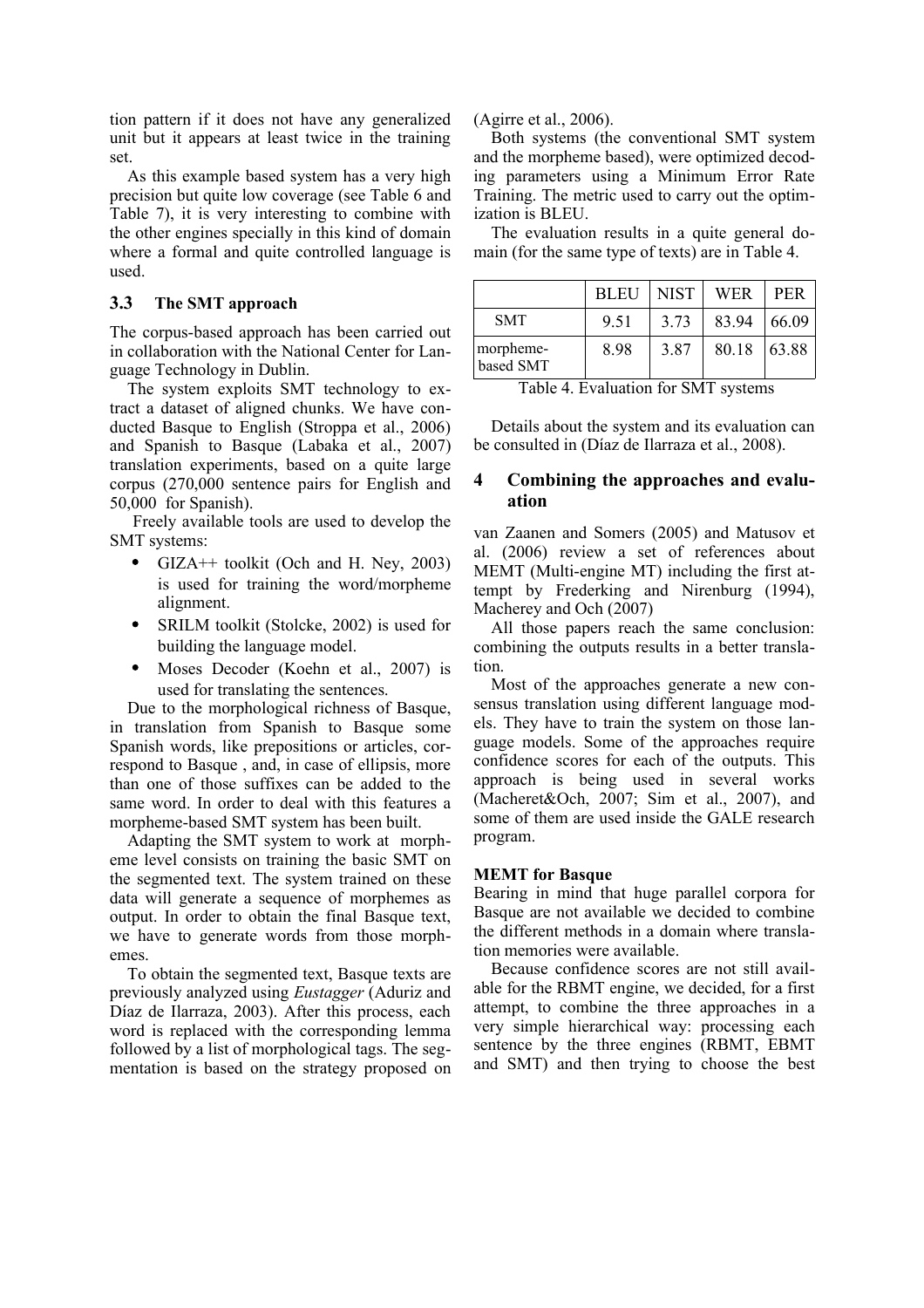tion pattern if it does not have any generalized unit but it appears at least twice in the training set.

As this example based system has a very high precision but quite low coverage (see Table 6 and Table 7), it is very interesting to combine with the other engines specially in this kind of domain where a formal and quite controlled language is used.

### 3.3 The SMT approach

The corpus-based approach has been carried out in collaboration with the National Center for Language Technology in Dublin.

The system exploits SMT technology to extract a dataset of aligned chunks. We have conducted Basque to English (Stroppa et al., 2006) and Spanish to Basque (Labaka et al., 2007) translation experiments, based on a quite large corpus (270,000 sentence pairs for English and 50,000 for Spanish).

Freely available tools are used to develop the SMT systems:

- GIZA++ toolkit (Och and H. Ney, 2003) is used for training the word/morpheme alignment.
- SRILM toolkit (Stolcke, 2002) is used for building the language model.
- Moses Decoder (Koehn et al., 2007) is used for translating the sentences.

Due to the morphological richness of Basque, in translation from Spanish to Basque some Spanish words, like prepositions or articles, correspond to Basque , and, in case of ellipsis, more than one of those suffixes can be added to the same word. In order to deal with this features a morpheme-based SMT system has been built.

Adapting the SMT system to work at morpheme level consists on training the basic SMT on the segmented text. The system trained on these data will generate a sequence of morphemes as output. In order to obtain the final Basque text, we have to generate words from those morphemes.

To obtain the segmented text, Basque texts are previously analyzed using *Eustagger* (Aduriz and Díaz de Ilarraza, 2003). After this process, each word is replaced with the corresponding lemma followed by a list of morphological tags. The segmentation is based on the strategy proposed on (Agirre et al., 2006).

Both systems (the conventional SMT system and the morpheme based), were optimized decoding parameters using a Minimum Error Rate Training. The metric used to carry out the optimization is BLEU.

The evaluation results in a quite general domain (for the same type of texts) are in Table 4.

| | BLEU | NIST | WER | PER |
|---|---|---|---|---|
| SMT | 9.51 | 3.73 | 83.94 | 66.09 |
| morpheme-based SMT | 8.98 | 3.87 | 80.18 | 63.88 |

Table 4. Evaluation for SMT systems

Details about the system and its evaluation can be consulted in (Díaz de Ilarraza et al., 2008).

## 4 Combining the approaches and evaluation

van Zaanen and Somers (2005) and Matusov et al. (2006) review a set of references about MEMT (Multi-engine MT) including the first attempt by Frederking and Nirenburg (1994), Macherey and Och (2007)

All those papers reach the same conclusion: combining the outputs results in a better translation.

Most of the approaches generate a new consensus translation using different language models. They have to train the system on those language models. Some of the approaches require confidence scores for each of the outputs. This approach is being used in several works (Macheret&Och, 2007; Sim et al., 2007), and some of them are used inside the GALE research program.

**MEMT for Basque**

Bearing in mind that huge parallel corpora for Basque are not available we decided to combine the different methods in a domain where translation memories were available.

Because confidence scores are not still available for the RBMT engine, we decided, for a first attempt, to combine the three approaches in a very simple hierarchical way: processing each sentence by the three engines (RBMT, EBMT and SMT) and then trying to choose the best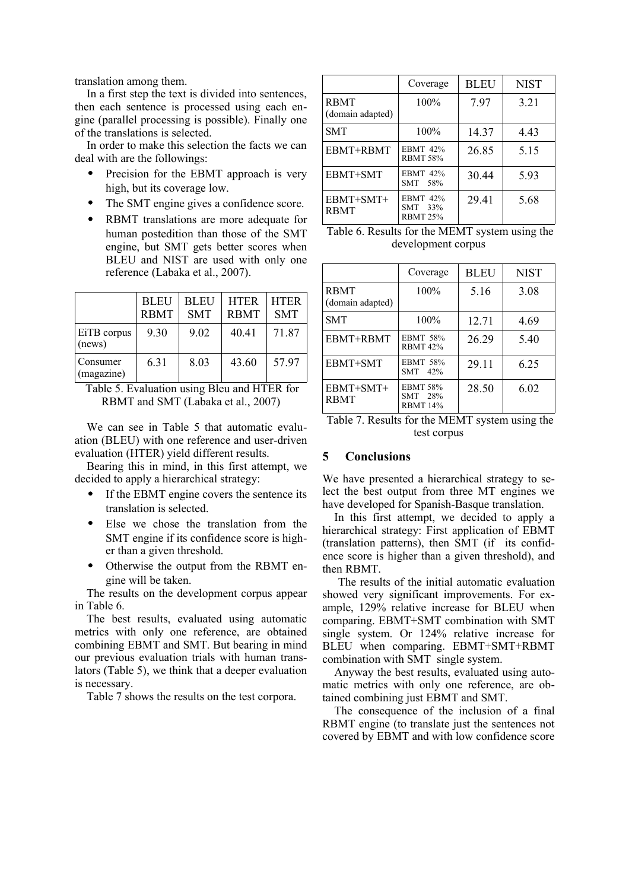translation among them.

In a first step the text is divided into sentences, then each sentence is processed using each engine (parallel processing is possible). Finally one of the translations is selected.

In order to make this selection the facts we can deal with are the followings:

- Precision for the EBMT approach is very high, but its coverage low.
- The SMT engine gives a confidence score.
- RBMT translations are more adequate for human postedition than those of the SMT engine, but SMT gets better scores when BLEU and NIST are used with only one reference (Labaka et al., 2007).

| | BLEU RBMT | BLEU SMT | HTER RBMT | HTER SMT |
|---|---|---|---|---|
| EiTB corpus (news) | 9.30 | 9.02 | 40.41 | 71.87 |
| Consumer (magazine) | 6.31 | 8.03 | 43.60 | 57.97 |

Table 5. Evaluation using Bleu and HTER for RBMT and SMT (Labaka et al., 2007)

We can see in Table 5 that automatic evaluation (BLEU) with one reference and user-driven evaluation (HTER) yield different results.

Bearing this in mind, in this first attempt, we decided to apply a hierarchical strategy:

- If the EBMT engine covers the sentence its translation is selected.
- Else we chose the translation from the SMT engine if its confidence score is higher than a given threshold.
- Otherwise the output from the RBMT engine will be taken.

The results on the development corpus appear in Table 6.

The best results, evaluated using automatic metrics with only one reference, are obtained combining EBMT and SMT. But bearing in mind our previous evaluation trials with human translators (Table 5), we think that a deeper evaluation is necessary.

Table 7 shows the results on the test corpora.

| | Coverage | BLEU | NIST |
|---|---|---|---|
| RBMT (domain adapted) | 100% | 7.97 | 3.21 |
| SMT | 100% | 14.37 | 4.43 |
| EBMT+RBMT | EBMT 42% RBMT 58% | 26.85 | 5.15 |
| EBMT+SMT | EBMT 42% SMT 58% | 30.44 | 5.93 |
| EBMT+SMT+ RBMT | EBMT 42% SMT 33% RBMT 25% | 29.41 | 5.68 |

Table 6. Results for the MEMT system using the development corpus

| | Coverage | BLEU | NIST |
|---|---|---|---|
| RBMT (domain adapted) | 100% | 5.16 | 3.08 |
| SMT | 100% | 12.71 | 4.69 |
| EBMT+RBMT | EBMT 58% RBMT 42% | 26.29 | 5.40 |
| EBMT+SMT | EBMT 58% SMT 42% | 29.11 | 6.25 |
| EBMT+SMT+ RBMT | EBMT 58% SMT 28% RBMT 14% | 28.50 | 6.02 |

Table 7. Results for the MEMT system using the test corpus

## 5 Conclusions

We have presented a hierarchical strategy to select the best output from three MT engines we have developed for Spanish-Basque translation.

In this first attempt, we decided to apply a hierarchical strategy: First application of EBMT (translation patterns), then SMT (if its confidence score is higher than a given threshold), and then RBMT.

The results of the initial automatic evaluation showed very significant improvements. For example, 129% relative increase for BLEU when comparing. EBMT+SMT combination with SMT single system. Or 124% relative increase for BLEU when comparing. EBMT+SMT+RBMT combination with SMT single system.

Anyway the best results, evaluated using automatic metrics with only one reference, are obtained combining just EBMT and SMT.

The consequence of the inclusion of a final RBMT engine (to translate just the sentences not covered by EBMT and with low confidence score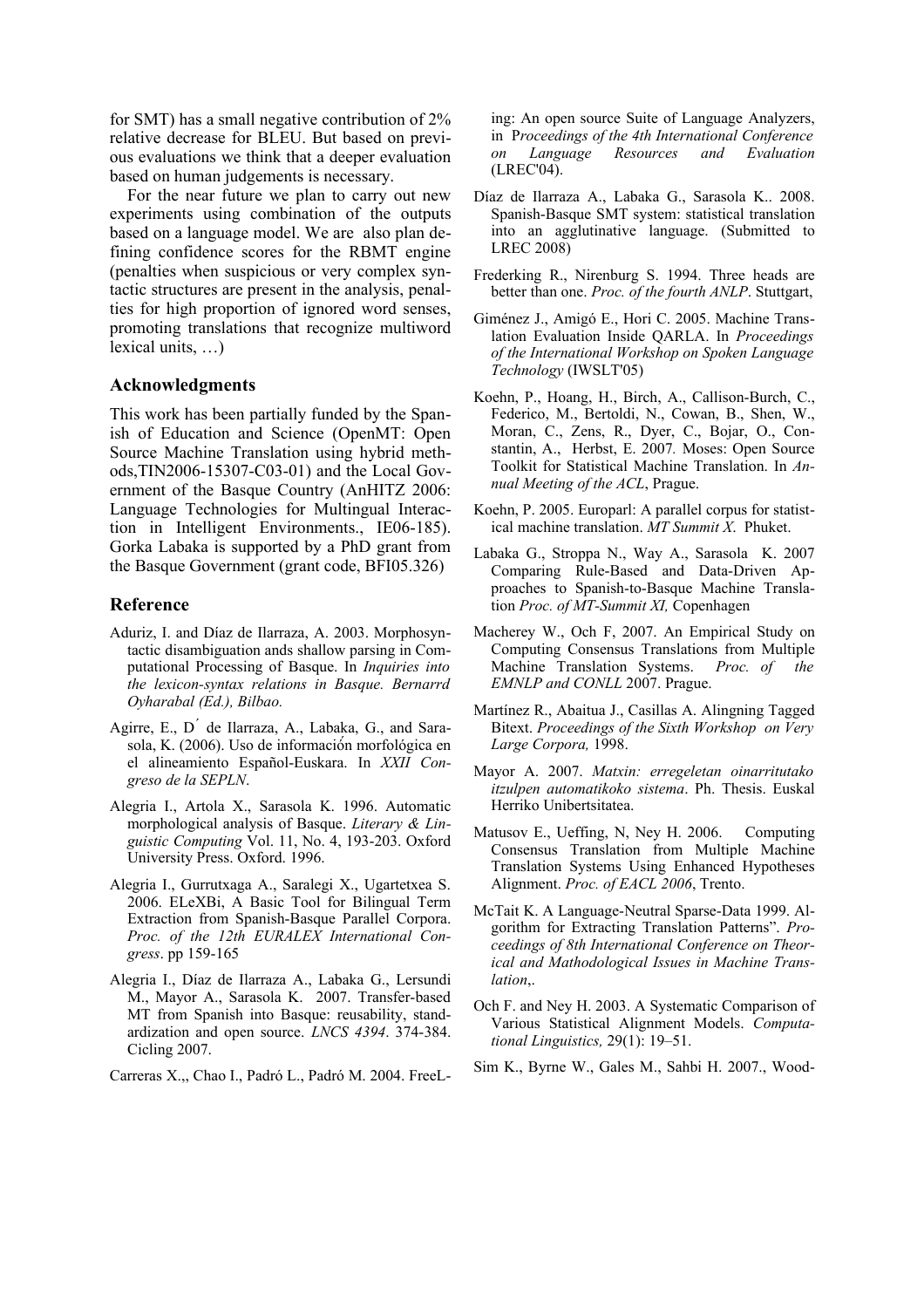for SMT) has a small negative contribution of 2% relative decrease for BLEU. But based on previous evaluations we think that a deeper evaluation based on human judgements is necessary.

For the near future we plan to carry out new experiments using combination of the outputs based on a language model. We are also plan defining confidence scores for the RBMT engine (penalties when suspicious or very complex syntactic structures are present in the analysis, penalties for high proportion of ignored word senses, promoting translations that recognize multiword lexical units, …)

## Acknowledgments

This work has been partially funded by the Spanish of Education and Science (OpenMT: Open Source Machine Translation using hybrid methods,TIN2006-15307-C03-01) and the Local Government of the Basque Country (AnHITZ 2006: Language Technologies for Multingual Interaction in Intelligent Environments., IE06-185). Gorka Labaka is supported by a PhD grant from the Basque Government (grant code, BFI05.326)

## Reference

Aduriz, I. and Díaz de Ilarraza, A. 2003. Morphosyntactic disambiguation ands shallow parsing in Computational Processing of Basque. In *Inquiries into the lexicon-syntax relations in Basque. Bernarrd Oyharabal (Ed.), Bilbao.*

Agirre, E., D´ de Ilarraza, A., Labaka, G., and Sarasola, K. (2006). Uso de información morfológica en el alineamiento Español-Euskara. In *XXII Congreso de la SEPLN*.

Alegria I., Artola X., Sarasola K. 1996. Automatic morphological analysis of Basque. *Literary & Linguistic Computing* Vol. 11, No. 4, 193-203. Oxford University Press. Oxford. 1996.

Alegria I., Gurrutxaga A., Saralegi X., Ugartetxea S. 2006. ELeXBi, A Basic Tool for Bilingual Term Extraction from Spanish-Basque Parallel Corpora. *Proc. of the 12th EURALEX International Congress*. pp 159-165

Alegria I., Díaz de Ilarraza A., Labaka G., Lersundi M., Mayor A., Sarasola K. 2007. Transfer-based MT from Spanish into Basque: reusability, standardization and open source. *LNCS 4394*. 374-384. Cicling 2007.

Carreras X.,, Chao I., Padró L., Padró M. 2004. FreeLing: An open source Suite of Language Analyzers, in P*roceedings of the 4th International Conference on Language Resources and Evaluation* (LREC'04).

Díaz de Ilarraza A., Labaka G., Sarasola K.. 2008. Spanish-Basque SMT system: statistical translation into an agglutinative language. (Submitted to LREC 2008)

Frederking R., Nirenburg S. 1994. Three heads are better than one. *Proc. of the fourth ANLP*. Stuttgart,

Giménez J., Amigó E., Hori C. 2005. Machine Translation Evaluation Inside QARLA. In *Proceedings of the International Workshop on Spoken Language Technology* (IWSLT'05)

Koehn, P., Hoang, H., Birch, A., Callison-Burch, C., Federico, M., Bertoldi, N., Cowan, B., Shen, W., Moran, C., Zens, R., Dyer, C., Bojar, O., Constantin, A., Herbst, E. 2007. Moses: Open Source Toolkit for Statistical Machine Translation. In *Annual Meeting of the ACL*, Prague.

Koehn, P. 2005. Europarl: A parallel corpus for statistical machine translation. *MT Summit X*. Phuket.

Labaka G., Stroppa N., Way A., Sarasola K. 2007 Comparing Rule-Based and Data-Driven Approaches to Spanish-to-Basque Machine Translation *Proc. of MT-Summit XI,* Copenhagen

Macherey W., Och F, 2007. An Empirical Study on Computing Consensus Translations from Multiple Machine Translation Systems. *Proc. of the EMNLP and CONLL* 2007. Prague.

Martínez R., Abaitua J., Casillas A. Alingning Tagged Bitext. *Proceedings of the Sixth Workshop on Very Large Corpora,* 1998.

Mayor A. 2007. *Matxin: erregeletan oinarritutako itzulpen automatikoko sistema*. Ph. Thesis. Euskal Herriko Unibertsitatea.

Matusov E., Ueffing, N, Ney H. 2006. Computing Consensus Translation from Multiple Machine Translation Systems Using Enhanced Hypotheses Alignment. *Proc. of EACL 2006*, Trento.

McTait K. A Language-Neutral Sparse-Data 1999. Algorithm for Extracting Translation Patterns". *Proceedings of 8th International Conference on Theorical and Mathodological Issues in Machine Translation*,.

Och F. and Ney H. 2003. A Systematic Comparison of Various Statistical Alignment Models. *Computational Linguistics,* 29(1): 19–51.

Sim K., Byrne W., Gales M., Sahbi H. 2007., Wood-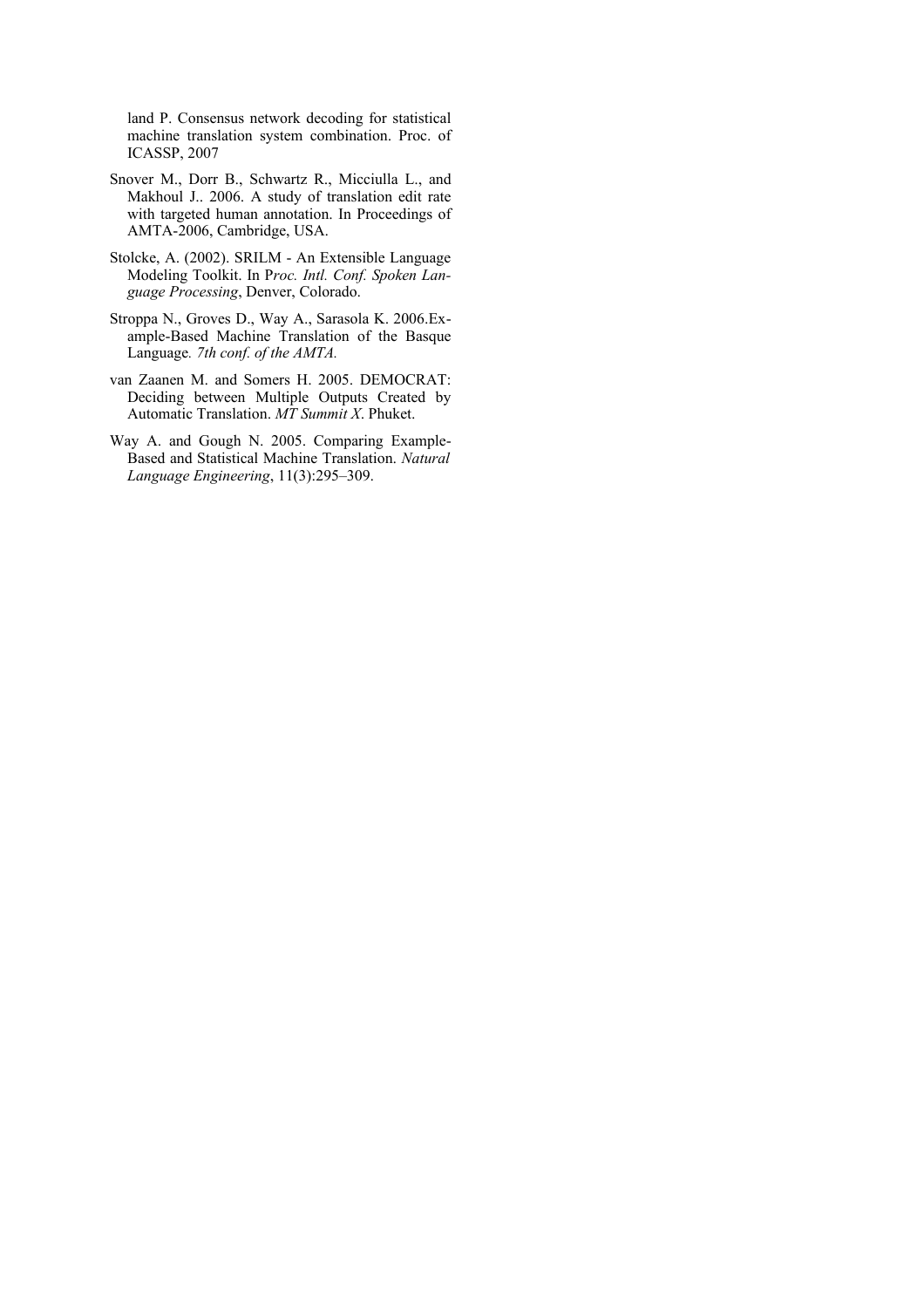land P. Consensus network decoding for statistical machine translation system combination. Proc. of ICASSP, 2007

Snover M., Dorr B., Schwartz R., Micciulla L., and Makhoul J.. 2006. A study of translation edit rate with targeted human annotation. In Proceedings of AMTA-2006, Cambridge, USA.

Stolcke, A. (2002). SRILM - An Extensible Language Modeling Toolkit. In P*roc. Intl. Conf. Spoken Language Processing*, Denver, Colorado.

Stroppa N., Groves D., Way A., Sarasola K. 2006.Example-Based Machine Translation of the Basque Language*. 7th conf. of the AMTA.*

van Zaanen M. and Somers H. 2005. DEMOCRAT: Deciding between Multiple Outputs Created by Automatic Translation. *MT Summit X*. Phuket.

Way A. and Gough N. 2005. Comparing Example-Based and Statistical Machine Translation. *Natural Language Engineering*, 11(3):295–309.